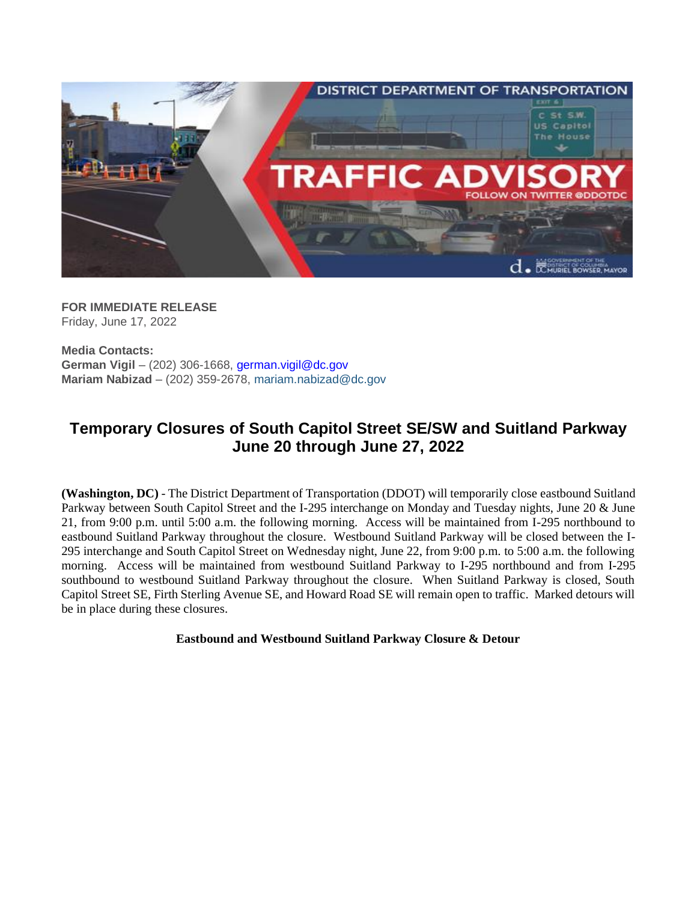**FOR IMMEDIATE RELEASE**
Friday, June 17, 2022

**Media Contacts:**
**German Vigil** – (202) 306-1668, german.vigil@dc.gov
**Mariam Nabizad** – (202) 359-2678, mariam.nabizad@dc.gov

## Temporary Closures of South Capitol Street SE/SW and Suitland Parkway June 20 through June 27, 2022

**(Washington, DC)** - The District Department of Transportation (DDOT) will temporarily close eastbound Suitland Parkway between South Capitol Street and the I-295 interchange on Monday and Tuesday nights, June 20 & June 21, from 9:00 p.m. until 5:00 a.m. the following morning. Access will be maintained from I-295 northbound to eastbound Suitland Parkway throughout the closure. Westbound Suitland Parkway will be closed between the I-295 interchange and South Capitol Street on Wednesday night, June 22, from 9:00 p.m. to 5:00 a.m. the following morning. Access will be maintained from westbound Suitland Parkway to I-295 northbound and from I-295 southbound to westbound Suitland Parkway throughout the closure. When Suitland Parkway is closed, South Capitol Street SE, Firth Sterling Avenue SE, and Howard Road SE will remain open to traffic. Marked detours will be in place during these closures.

**Eastbound and Westbound Suitland Parkway Closure & Detour**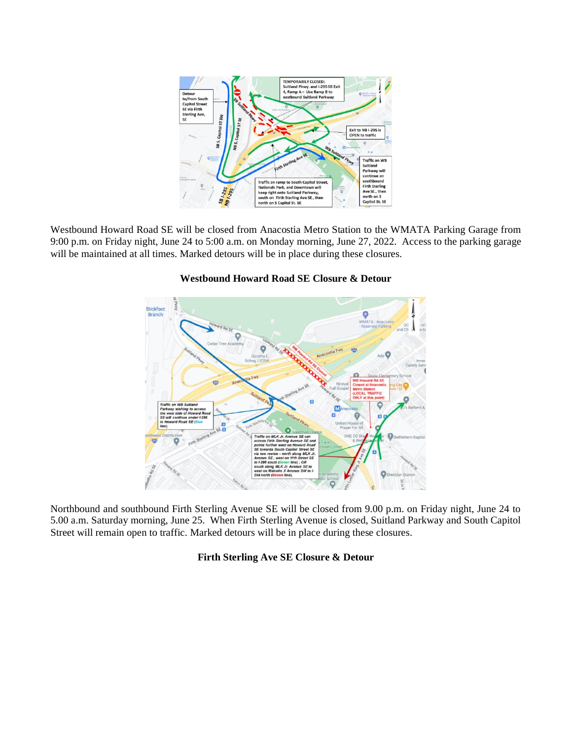TEMPORARILY CLOSED: Suitland Pkwy. and I-295 SB Exit 4, Ramp A – Use Ramp B to eastbound Suitland Parkway

Detour to/from South Capitol Street SE via Firth Sterling Ave, SE

Exit to NB I-295 is OPEN to traffic

Traffic on WB Suitland Parkway will continue on southbound Firth Sterling Ave SE., then north on S Capitol St. SE

Traffic on ramp to South Capitol Street, Nationals Park, and Downtown will keep right onto Suitland Parkway, south on Firth Sterling Ave SE, then north on S Capitol St. SE

Westbound Howard Road SE will be closed from Anacostia Metro Station to the WMATA Parking Garage from 9:00 p.m. on Friday night, June 24 to 5:00 a.m. on Monday morning, June 27, 2022. Access to the parking garage will be maintained at all times. Marked detours will be in place during these closures.

**Westbound Howard Road SE Closure & Detour**

WB Howard Rd SE Closed

WB Howard Rd SE Closed at Anacostia Metro Station (LOCAL TRAFFIC ONLY at this point)

Traffic on WB Suitland Parkway wishing to access the west side of Howard Road SE will continue under I-295 to Howard Road SE (Blue line).

Traffic on MLK Jr. Avenue SE can access Firth Sterling Avenue SE and points further west on Howard Road SE towards South Capitol Street SE via two routes – north along MLK Jr. Avenue SE, west on 11th Street SE to I-295 south (Green line) ; OR south along MLK Jr. Avenue SE to west on Malcolm X Avenue SW to I-295 north (Brown line).

Northbound and southbound Firth Sterling Avenue SE will be closed from 9.00 p.m. on Friday night, June 24 to 5.00 a.m. Saturday morning, June 25. When Firth Sterling Avenue is closed, Suitland Parkway and South Capitol Street will remain open to traffic. Marked detours will be in place during these closures.

**Firth Sterling Ave SE Closure & Detour**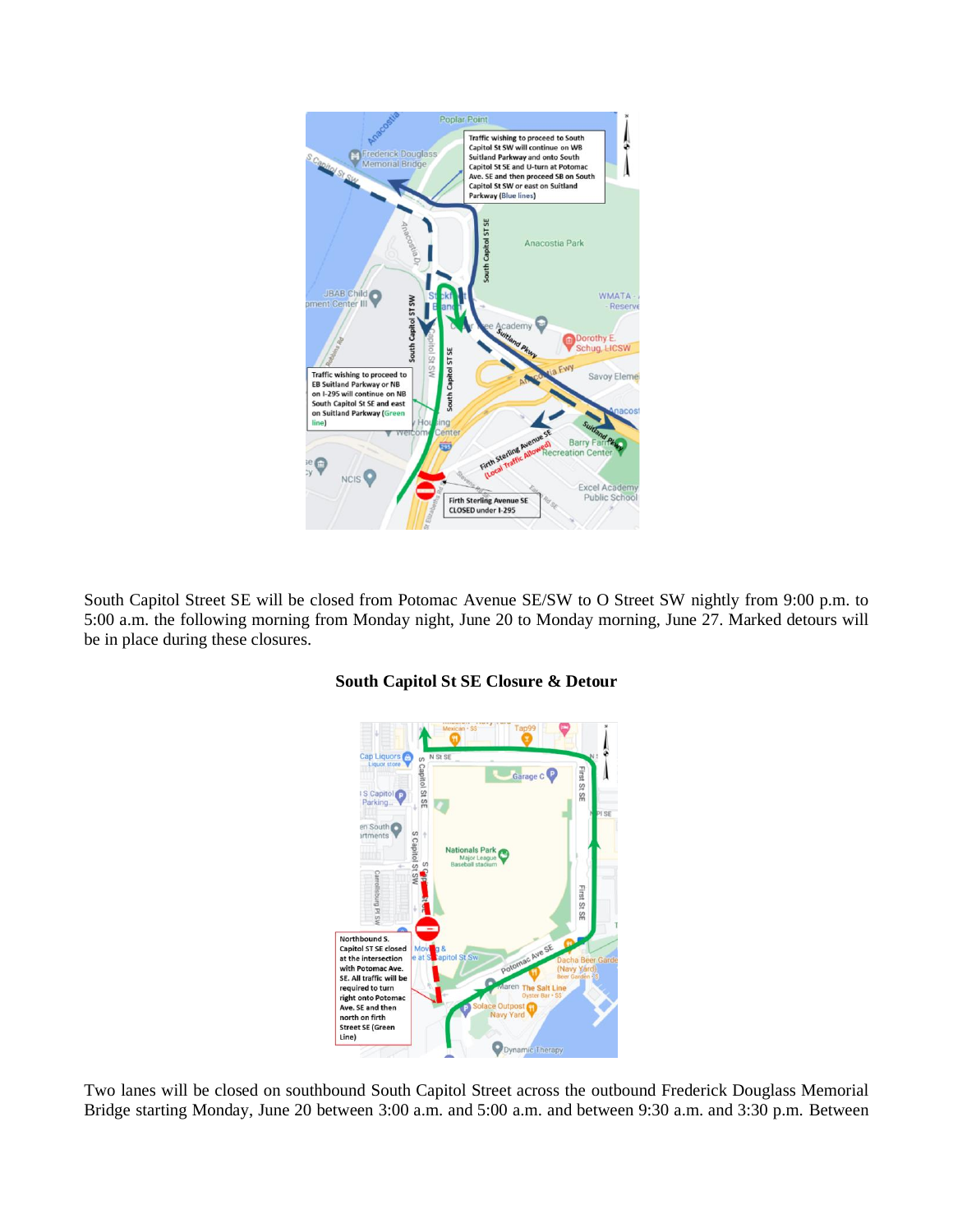Traffic wishing to proceed to South Capitol St SW will continue on WB Suitland Parkway and onto South Capitol St SE and U-turn at Potomac Ave. SE and then proceed SB on South Capitol St SW or east on Suitland Parkway (Blue lines)

Traffic wishing to proceed to EB Suitland Parkway or NB on I-295 will continue on NB South Capitol St SE and east on Suitland Parkway (Green line)

Firth Sterling Avenue SE (Local Traffic Allowed)

Firth Sterling Avenue SE CLOSED under I-295

South Capitol Street SE will be closed from Potomac Avenue SE/SW to O Street SW nightly from 9:00 p.m. to 5:00 a.m. the following morning from Monday night, June 20 to Monday morning, June 27. Marked detours will be in place during these closures.

**South Capitol St SE Closure & Detour**

Northbound S. Capitol ST SE closed at the intersection with Potomac Ave. SE. All traffic will be required to turn right onto Potomac Ave. SE and then north on firth Street SE (Green Line)

Two lanes will be closed on southbound South Capitol Street across the outbound Frederick Douglass Memorial Bridge starting Monday, June 20 between 3:00 a.m. and 5:00 a.m. and between 9:30 a.m. and 3:30 p.m. Between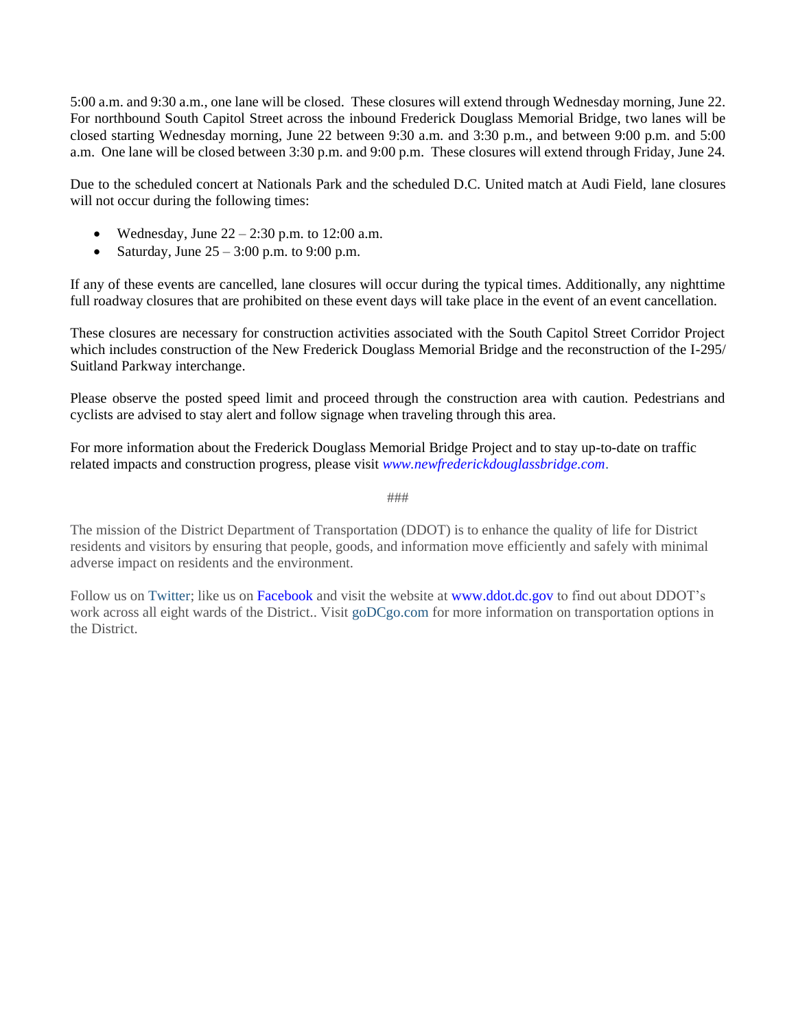5:00 a.m. and 9:30 a.m., one lane will be closed. These closures will extend through Wednesday morning, June 22. For northbound South Capitol Street across the inbound Frederick Douglass Memorial Bridge, two lanes will be closed starting Wednesday morning, June 22 between 9:30 a.m. and 3:30 p.m., and between 9:00 p.m. and 5:00 a.m. One lane will be closed between 3:30 p.m. and 9:00 p.m. These closures will extend through Friday, June 24.

Due to the scheduled concert at Nationals Park and the scheduled D.C. United match at Audi Field, lane closures will not occur during the following times:

- Wednesday, June 22 – 2:30 p.m. to 12:00 a.m.
- Saturday, June 25 – 3:00 p.m. to 9:00 p.m.

If any of these events are cancelled, lane closures will occur during the typical times. Additionally, any nighttime full roadway closures that are prohibited on these event days will take place in the event of an event cancellation.

These closures are necessary for construction activities associated with the South Capitol Street Corridor Project which includes construction of the New Frederick Douglass Memorial Bridge and the reconstruction of the I-295/ Suitland Parkway interchange.

Please observe the posted speed limit and proceed through the construction area with caution. Pedestrians and cyclists are advised to stay alert and follow signage when traveling through this area.

For more information about the Frederick Douglass Memorial Bridge Project and to stay up-to-date on traffic related impacts and construction progress, please visit *www.newfrederickdouglassbridge.com*.

###

The mission of the District Department of Transportation (DDOT) is to enhance the quality of life for District residents and visitors by ensuring that people, goods, and information move efficiently and safely with minimal adverse impact on residents and the environment.

Follow us on Twitter; like us on Facebook and visit the website at www.ddot.dc.gov to find out about DDOT's work across all eight wards of the District.. Visit goDCgo.com for more information on transportation options in the District.